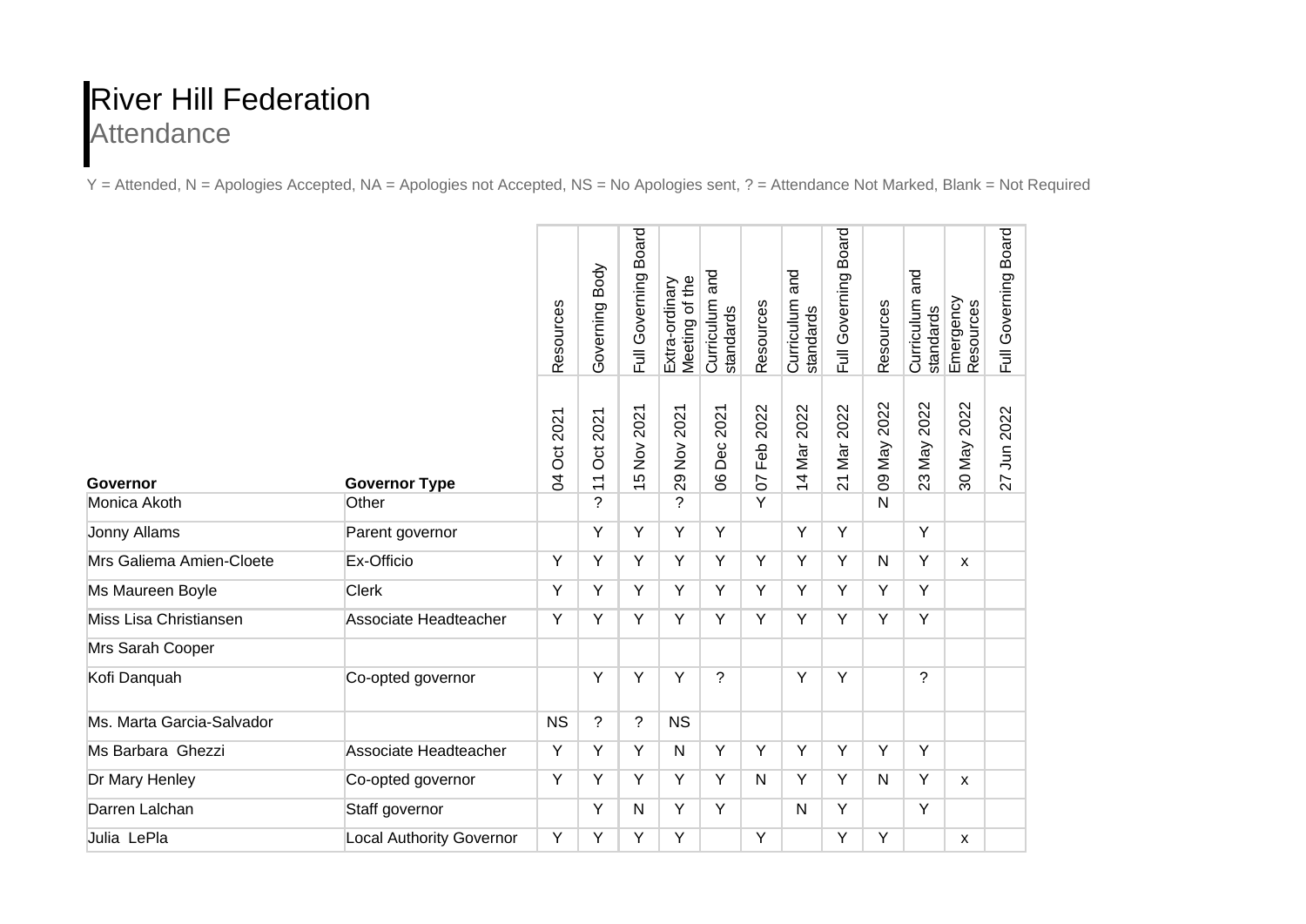# River Hill Federation

## Attendance

Y = Attended, N = Apologies Accepted, NA = Apologies not Accepted, NS = No Apologies sent, ? = Attendance Not Marked, Blank = Not Required

| Governor | Governor Type | Resources | Governing Body | Full Governing Board | Extra-ordinary Meeting of the | Curriculum and standards | Resources | Curriculum and standards | Full Governing Board | Resources | Curriculum and standards | Emergency Resources | Full Governing Board |
|---|---|---|---|---|---|---|---|---|---|---|---|---|---|
| | | 04 Oct 2021 | 11 Oct 2021 | 15 Nov 2021 | 29 Nov 2021 | 06 Dec 2021 | 07 Feb 2022 | 14 Mar 2022 | 21 Mar 2022 | 09 May 2022 | 23 May 2022 | 30 May 2022 | 27 Jun 2022 |
| Monica Akoth | Other | | ? | | ? | | Y | | | N | | | |
| Jonny Allams | Parent governor | | Y | Y | Y | Y | | Y | Y | | Y | | |
| Mrs Galiema Amien-Cloete | Ex-Officio | Y | Y | Y | Y | Y | Y | Y | Y | N | Y | x | |
| Ms Maureen Boyle | Clerk | Y | Y | Y | Y | Y | Y | Y | Y | Y | Y | | |
| Miss Lisa Christiansen | Associate Headteacher | Y | Y | Y | Y | Y | Y | Y | Y | Y | Y | | |
| Mrs Sarah Cooper | | | | | | | | | | | | | |
| Kofi Danquah | Co-opted governor | | Y | Y | Y | ? | | Y | Y | | ? | | |
| Ms. Marta Garcia-Salvador | | NS | ? | ? | NS | | | | | | | | |
| Ms Barbara Ghezzi | Associate Headteacher | Y | Y | Y | N | Y | Y | Y | Y | Y | Y | | |
| Dr Mary Henley | Co-opted governor | Y | Y | Y | Y | Y | N | Y | Y | N | Y | x | |
| Darren Lalchan | Staff governor | | Y | N | Y | Y | | N | Y | | Y | | |
| Julia LePla | Local Authority Governor | Y | Y | Y | Y | | Y | | Y | Y | | x | |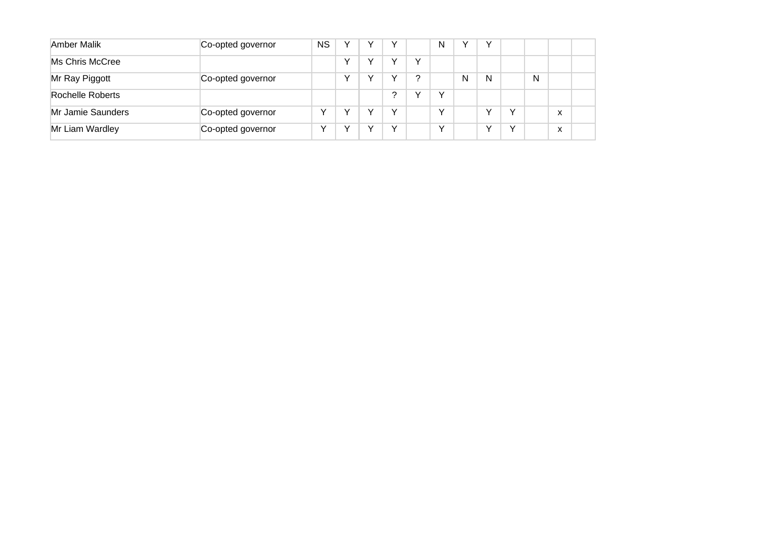| | | | | | | | | | | | | | |
|---|---|---|---|---|---|---|---|---|---|---|---|---|---|
| Amber Malik | Co-opted governor | NS | Y | Y | Y | | N | Y | Y | | | | |
| Ms Chris McCree | | | Y | Y | Y | Y | | | | | | | |
| Mr Ray Piggott | Co-opted governor | | Y | Y | Y | ? | | N | N | | N | | |
| Rochelle Roberts | | | | | ? | Y | Y | | | | | | |
| Mr Jamie Saunders | Co-opted governor | Y | Y | Y | Y | | Y | | Y | Y | | x | |
| Mr Liam Wardley | Co-opted governor | Y | Y | Y | Y | | Y | | Y | Y | | x | |